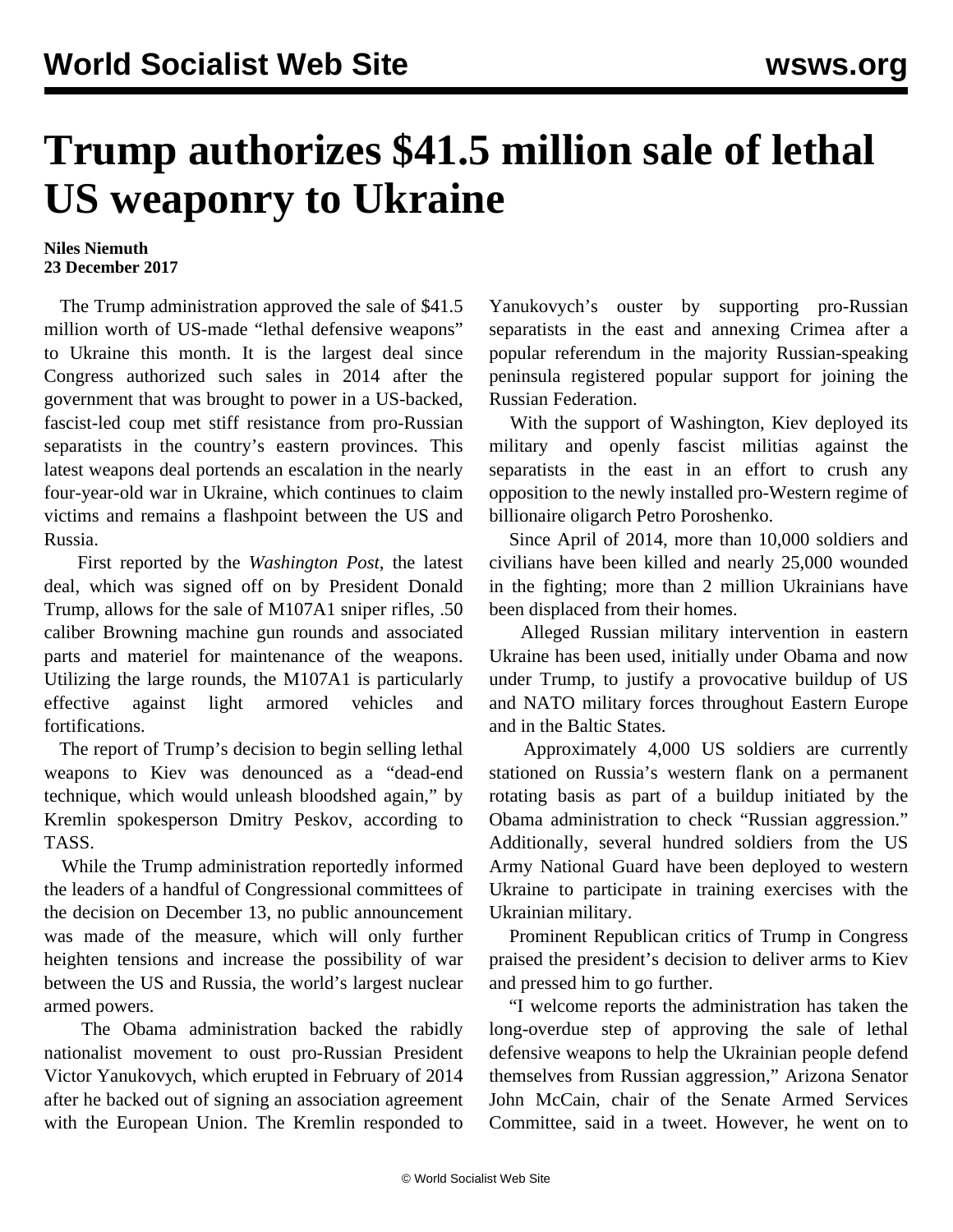# Trump authorizes $41.5 million sale of lethal US weaponry to Ukraine

**Niles Niemuth**
**23 December 2017**

The Trump administration approved the sale of $41.5 million worth of US-made "lethal defensive weapons" to Ukraine this month. It is the largest deal since Congress authorized such sales in 2014 after the government that was brought to power in a US-backed, fascist-led coup met stiff resistance from pro-Russian separatists in the country's eastern provinces. This latest weapons deal portends an escalation in the nearly four-year-old war in Ukraine, which continues to claim victims and remains a flashpoint between the US and Russia.

First reported by the *Washington Post*, the latest deal, which was signed off on by President Donald Trump, allows for the sale of M107A1 sniper rifles, .50 caliber Browning machine gun rounds and associated parts and materiel for maintenance of the weapons. Utilizing the large rounds, the M107A1 is particularly effective against light armored vehicles and fortifications.

The report of Trump's decision to begin selling lethal weapons to Kiev was denounced as a "dead-end technique, which would unleash bloodshed again," by Kremlin spokesperson Dmitry Peskov, according to TASS.

While the Trump administration reportedly informed the leaders of a handful of Congressional committees of the decision on December 13, no public announcement was made of the measure, which will only further heighten tensions and increase the possibility of war between the US and Russia, the world's largest nuclear armed powers.

The Obama administration backed the rabidly nationalist movement to oust pro-Russian President Victor Yanukovych, which erupted in February of 2014 after he backed out of signing an association agreement with the European Union. The Kremlin responded to Yanukovych's ouster by supporting pro-Russian separatists in the east and annexing Crimea after a popular referendum in the majority Russian-speaking peninsula registered popular support for joining the Russian Federation.

With the support of Washington, Kiev deployed its military and openly fascist militias against the separatists in the east in an effort to crush any opposition to the newly installed pro-Western regime of billionaire oligarch Petro Poroshenko.

Since April of 2014, more than 10,000 soldiers and civilians have been killed and nearly 25,000 wounded in the fighting; more than 2 million Ukrainians have been displaced from their homes.

Alleged Russian military intervention in eastern Ukraine has been used, initially under Obama and now under Trump, to justify a provocative buildup of US and NATO military forces throughout Eastern Europe and in the Baltic States.

Approximately 4,000 US soldiers are currently stationed on Russia's western flank on a permanent rotating basis as part of a buildup initiated by the Obama administration to check "Russian aggression." Additionally, several hundred soldiers from the US Army National Guard have been deployed to western Ukraine to participate in training exercises with the Ukrainian military.

Prominent Republican critics of Trump in Congress praised the president's decision to deliver arms to Kiev and pressed him to go further.

"I welcome reports the administration has taken the long-overdue step of approving the sale of lethal defensive weapons to help the Ukrainian people defend themselves from Russian aggression," Arizona Senator John McCain, chair of the Senate Armed Services Committee, said in a tweet. However, he went on to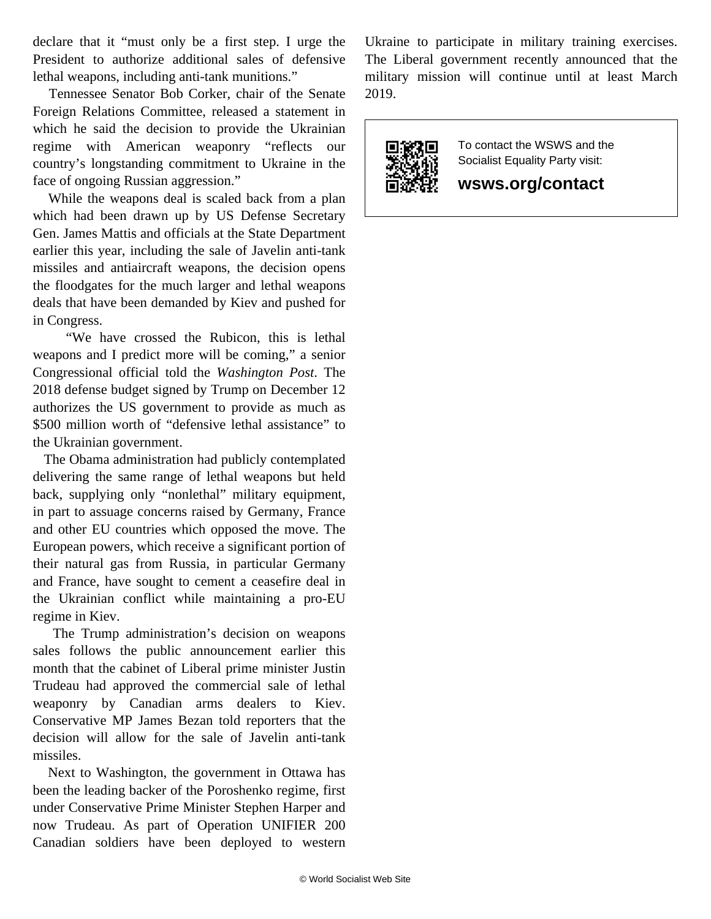declare that it "must only be a first step. I urge the President to authorize additional sales of defensive lethal weapons, including anti-tank munitions."

Tennessee Senator Bob Corker, chair of the Senate Foreign Relations Committee, released a statement in which he said the decision to provide the Ukrainian regime with American weaponry "reflects our country's longstanding commitment to Ukraine in the face of ongoing Russian aggression."

While the weapons deal is scaled back from a plan which had been drawn up by US Defense Secretary Gen. James Mattis and officials at the State Department earlier this year, including the sale of Javelin anti-tank missiles and antiaircraft weapons, the decision opens the floodgates for the much larger and lethal weapons deals that have been demanded by Kiev and pushed for in Congress.

"We have crossed the Rubicon, this is lethal weapons and I predict more will be coming," a senior Congressional official told the *Washington Post*. The 2018 defense budget signed by Trump on December 12 authorizes the US government to provide as much as $500 million worth of "defensive lethal assistance" to the Ukrainian government.

The Obama administration had publicly contemplated delivering the same range of lethal weapons but held back, supplying only "nonlethal" military equipment, in part to assuage concerns raised by Germany, France and other EU countries which opposed the move. The European powers, which receive a significant portion of their natural gas from Russia, in particular Germany and France, have sought to cement a ceasefire deal in the Ukrainian conflict while maintaining a pro-EU regime in Kiev.

The Trump administration's decision on weapons sales follows the public announcement earlier this month that the cabinet of Liberal prime minister Justin Trudeau had approved the commercial sale of lethal weaponry by Canadian arms dealers to Kiev. Conservative MP James Bezan told reporters that the decision will allow for the sale of Javelin anti-tank missiles.

Next to Washington, the government in Ottawa has been the leading backer of the Poroshenko regime, first under Conservative Prime Minister Stephen Harper and now Trudeau. As part of Operation UNIFIER 200 Canadian soldiers have been deployed to western Ukraine to participate in military training exercises. The Liberal government recently announced that the military mission will continue until at least March 2019.

To contact the WSWS and the Socialist Equality Party visit:

**wsws.org/contact**